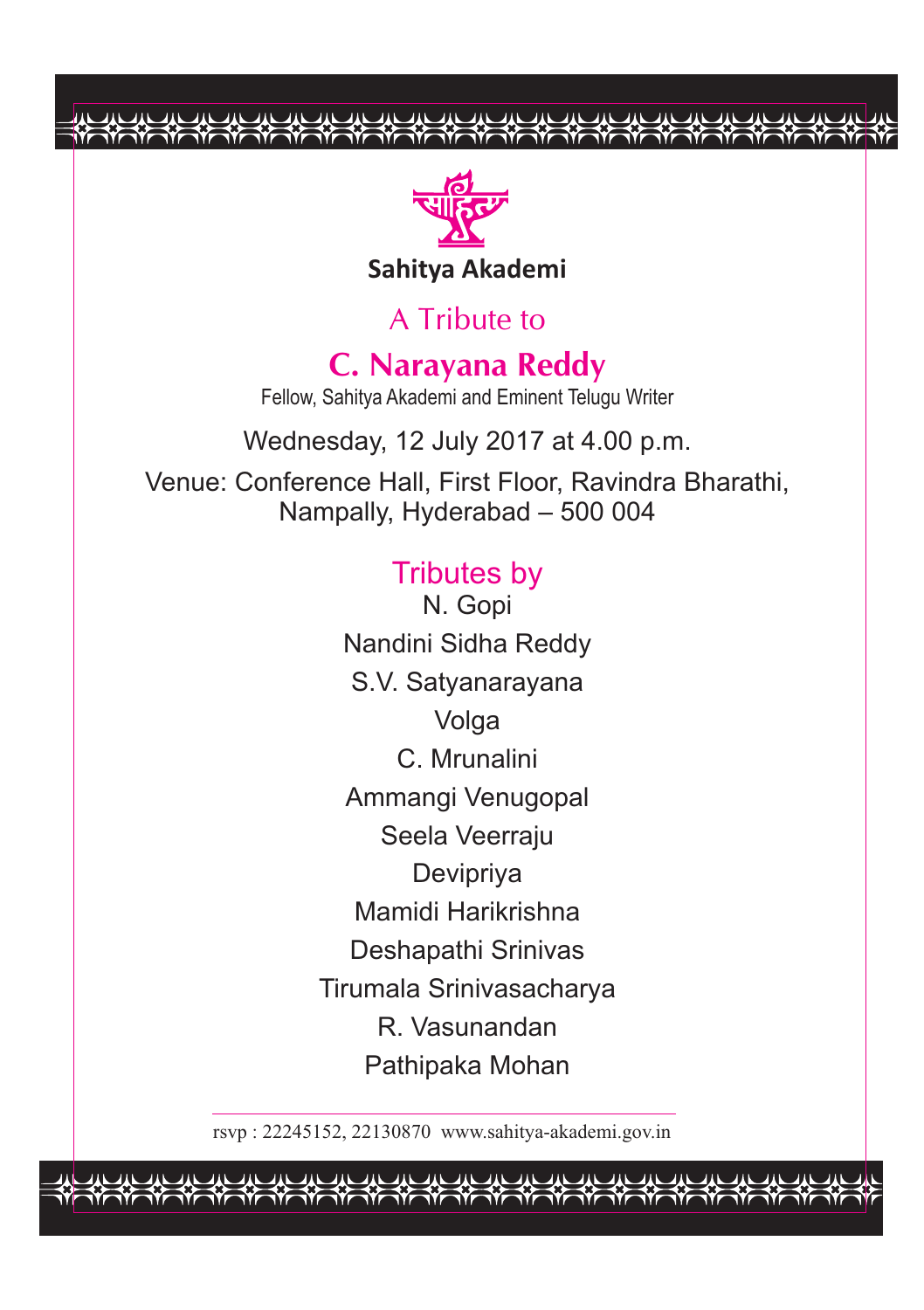# Sahitya Akademi

## A Tribute to

# C. Narayana Reddy

Fellow, Sahitya Akademi and Eminent Telugu Writer

Wednesday, 12 July 2017 at 4.00 p.m.

Venue: Conference Hall, First Floor, Ravindra Bharathi, Nampally, Hyderabad – 500 004

## Tributes by

N. Gopi

Nandini Sidha Reddy

S.V. Satyanarayana

Volga

C. Mrunalini

Ammangi Venugopal

Seela Veerraju

Devipriya

Mamidi Harikrishna

Deshapathi Srinivas

Tirumala Srinivasacharya

R. Vasunandan

Pathipaka Mohan

---

rsvp : 22245152, 22130870 www.sahitya-akademi.gov.in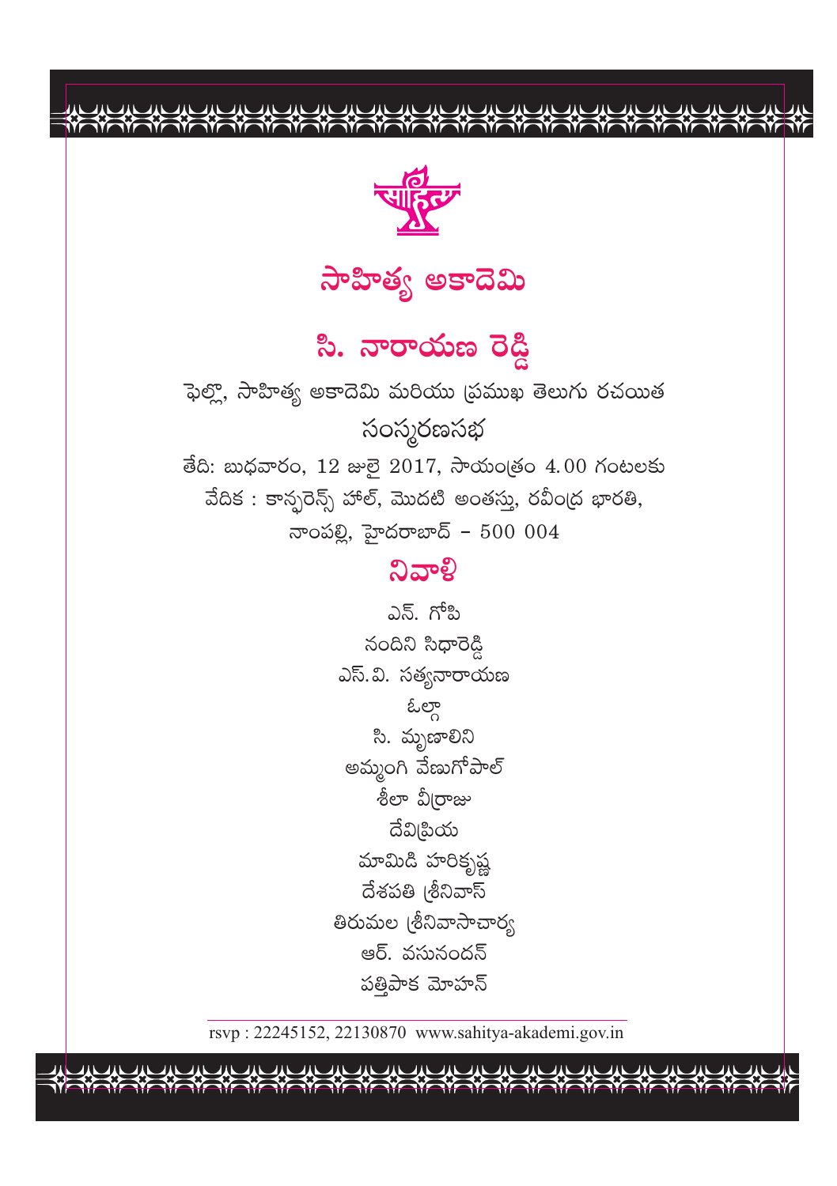# సాహిత్య అకాదెమి

## సి. నారాయణ రెడ్డి

ఫెల్లో, సాహిత్య అకాదెమి మరియు ప్రముఖ తెలుగు రచయిత

సంస్మరణసభ

తేది: బుధవారం, 12 జులై 2017, సాయంత్రం 4.00 గంటలకు

వేదిక : కాన్ఫరెన్స్ హాల్, మొదటి అంతస్తు, రవీంద్ర భారతి,

నాంపల్లి, హైదరాబాద్ – 500 004

## నివాళి

ఎన్. గోపి

నందిని సిధారెడ్డి

ఎస్.వి. సత్యనారాయణ

ఓల్గా

సి. మృణాలిని

అమ్మంగి వేణుగోపాల్

శీలా వీర్రాజు

దేవిప్రియ

మామిడి హరికృష్ణ

దేశపతి శ్రీనివాస్

తిరుమల శ్రీనివాసాచార్య

ఆర్. వసునందన్

పత్తిపాక మోహన్

rsvp : 22245152, 22130870 www.sahitya-akademi.gov.in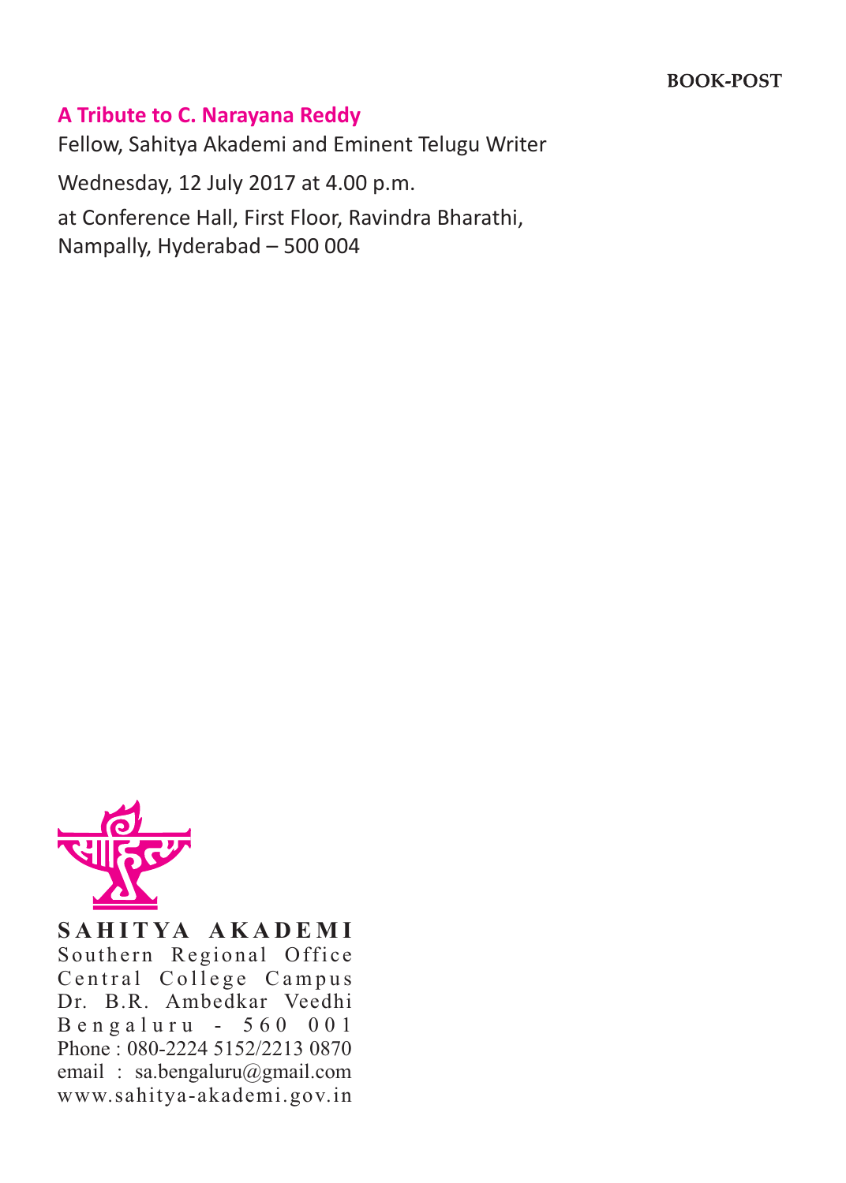BOOK-POST

## A Tribute to C. Narayana Reddy

Fellow, Sahitya Akademi and Eminent Telugu Writer

Wednesday, 12 July 2017 at 4.00 p.m.

at Conference Hall, First Floor, Ravindra Bharathi,
Nampally, Hyderabad – 500 004

**SAHITYA AKADEMI**
Southern Regional Office
Central College Campus
Dr. B.R. Ambedkar Veedhi
Bengaluru - 560 001
Phone : 080-2224 5152/2213 0870
email : sa.bengaluru@gmail.com
www.sahitya-akademi.gov.in